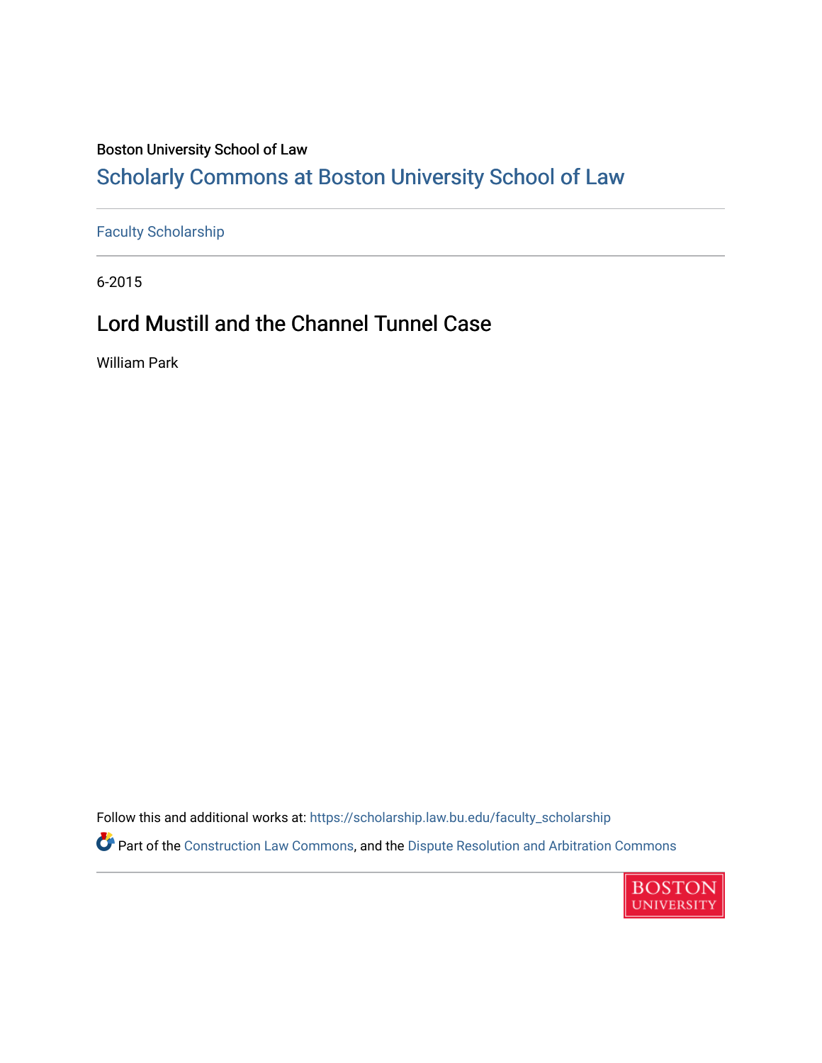Boston University School of Law

## Scholarly Commons at Boston University School of Law

Faculty Scholarship

6-2015

# Lord Mustill and the Channel Tunnel Case

William Park

Follow this and additional works at: https://scholarship.law.bu.edu/faculty_scholarship

Part of the Construction Law Commons, and the Dispute Resolution and Arbitration Commons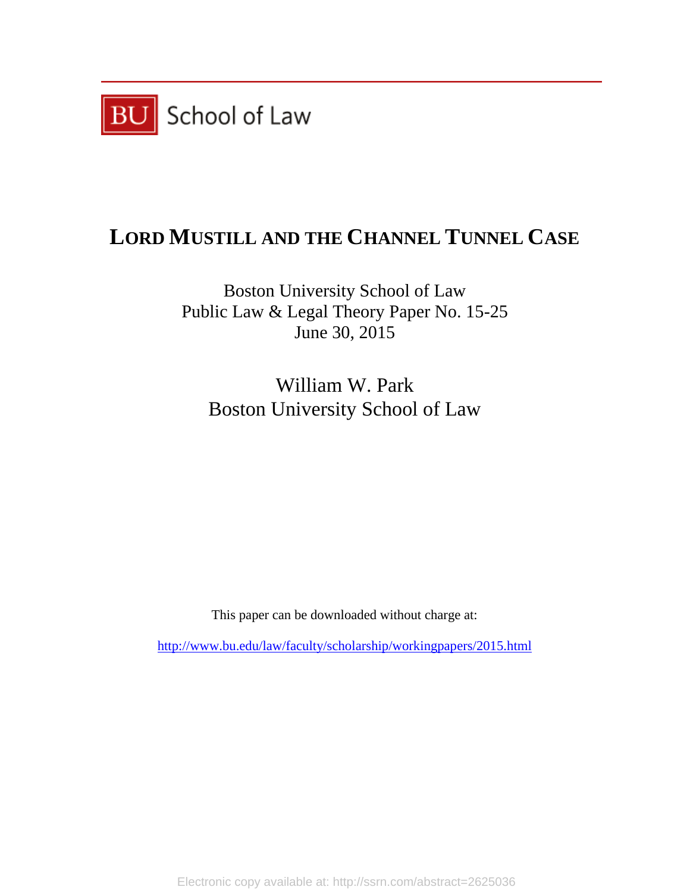BU School of Law

# LORD MUSTILL AND THE CHANNEL TUNNEL CASE

Boston University School of Law
Public Law & Legal Theory Paper No. 15-25
June 30, 2015

William W. Park
Boston University School of Law

This paper can be downloaded without charge at:

http://www.bu.edu/law/faculty/scholarship/workingpapers/2015.html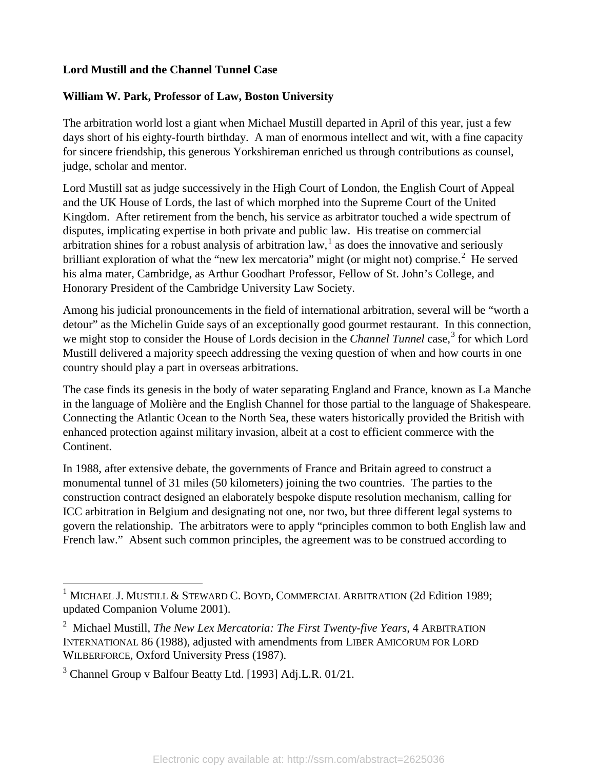**Lord Mustill and the Channel Tunnel Case**

**William W. Park, Professor of Law, Boston University**

The arbitration world lost a giant when Michael Mustill departed in April of this year, just a few days short of his eighty-fourth birthday. A man of enormous intellect and wit, with a fine capacity for sincere friendship, this generous Yorkshireman enriched us through contributions as counsel, judge, scholar and mentor.

Lord Mustill sat as judge successively in the High Court of London, the English Court of Appeal and the UK House of Lords, the last of which morphed into the Supreme Court of the United Kingdom. After retirement from the bench, his service as arbitrator touched a wide spectrum of disputes, implicating expertise in both private and public law. His treatise on commercial arbitration shines for a robust analysis of arbitration law,[1] as does the innovative and seriously brilliant exploration of what the "new lex mercatoria" might (or might not) comprise.[2] He served his alma mater, Cambridge, as Arthur Goodhart Professor, Fellow of St. John's College, and Honorary President of the Cambridge University Law Society.

Among his judicial pronouncements in the field of international arbitration, several will be "worth a detour" as the Michelin Guide says of an exceptionally good gourmet restaurant. In this connection, we might stop to consider the House of Lords decision in the *Channel Tunnel* case,[3] for which Lord Mustill delivered a majority speech addressing the vexing question of when and how courts in one country should play a part in overseas arbitrations.

The case finds its genesis in the body of water separating England and France, known as La Manche in the language of Molière and the English Channel for those partial to the language of Shakespeare. Connecting the Atlantic Ocean to the North Sea, these waters historically provided the British with enhanced protection against military invasion, albeit at a cost to efficient commerce with the Continent.

In 1988, after extensive debate, the governments of France and Britain agreed to construct a monumental tunnel of 31 miles (50 kilometers) joining the two countries. The parties to the construction contract designed an elaborately bespoke dispute resolution mechanism, calling for ICC arbitration in Belgium and designating not one, nor two, but three different legal systems to govern the relationship. The arbitrators were to apply "principles common to both English law and French law." Absent such common principles, the agreement was to be construed according to

---

[1] MICHAEL J. MUSTILL & STEWARD C. BOYD, COMMERCIAL ARBITRATION (2d Edition 1989; updated Companion Volume 2001).

[2] Michael Mustill, *The New Lex Mercatoria: The First Twenty-five Years*, 4 ARBITRATION INTERNATIONAL 86 (1988), adjusted with amendments from LIBER AMICORUM FOR LORD WILBERFORCE, Oxford University Press (1987).

[3] Channel Group v Balfour Beatty Ltd. [1993] Adj.L.R. 01/21.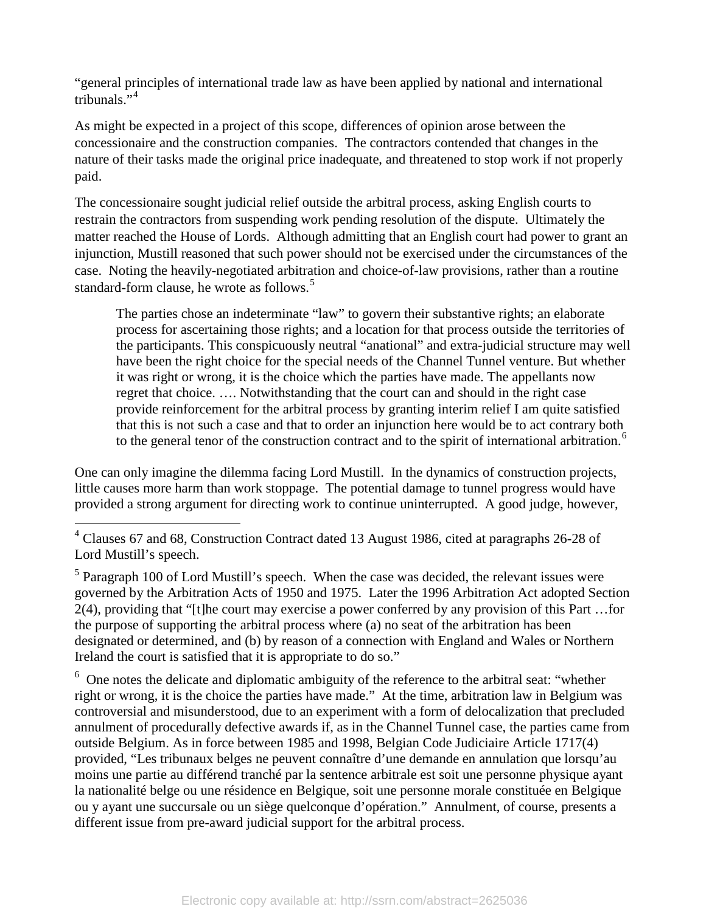"general principles of international trade law as have been applied by national and international tribunals."[4]

As might be expected in a project of this scope, differences of opinion arose between the concessionaire and the construction companies. The contractors contended that changes in the nature of their tasks made the original price inadequate, and threatened to stop work if not properly paid.

The concessionaire sought judicial relief outside the arbitral process, asking English courts to restrain the contractors from suspending work pending resolution of the dispute. Ultimately the matter reached the House of Lords. Although admitting that an English court had power to grant an injunction, Mustill reasoned that such power should not be exercised under the circumstances of the case. Noting the heavily-negotiated arbitration and choice-of-law provisions, rather than a routine standard-form clause, he wrote as follows.[5]

> The parties chose an indeterminate "law" to govern their substantive rights; an elaborate process for ascertaining those rights; and a location for that process outside the territories of the participants. This conspicuously neutral "anational" and extra-judicial structure may well have been the right choice for the special needs of the Channel Tunnel venture. But whether it was right or wrong, it is the choice which the parties have made. The appellants now regret that choice. …. Notwithstanding that the court can and should in the right case provide reinforcement for the arbitral process by granting interim relief I am quite satisfied that this is not such a case and that to order an injunction here would be to act contrary both to the general tenor of the construction contract and to the spirit of international arbitration.[6]

One can only imagine the dilemma facing Lord Mustill. In the dynamics of construction projects, little causes more harm than work stoppage. The potential damage to tunnel progress would have provided a strong argument for directing work to continue uninterrupted. A good judge, however,

---

[4] Clauses 67 and 68, Construction Contract dated 13 August 1986, cited at paragraphs 26-28 of Lord Mustill's speech.

[5] Paragraph 100 of Lord Mustill's speech. When the case was decided, the relevant issues were governed by the Arbitration Acts of 1950 and 1975. Later the 1996 Arbitration Act adopted Section 2(4), providing that "[t]he court may exercise a power conferred by any provision of this Part …for the purpose of supporting the arbitral process where (a) no seat of the arbitration has been designated or determined, and (b) by reason of a connection with England and Wales or Northern Ireland the court is satisfied that it is appropriate to do so."

[6] One notes the delicate and diplomatic ambiguity of the reference to the arbitral seat: "whether right or wrong, it is the choice the parties have made." At the time, arbitration law in Belgium was controversial and misunderstood, due to an experiment with a form of delocalization that precluded annulment of procedurally defective awards if, as in the Channel Tunnel case, the parties came from outside Belgium. As in force between 1985 and 1998, Belgian Code Judiciaire Article 1717(4) provided, "Les tribunaux belges ne peuvent connaître d'une demande en annulation que lorsqu'au moins une partie au différend tranché par la sentence arbitrale est soit une personne physique ayant la nationalité belge ou une résidence en Belgique, soit une personne morale constituée en Belgique ou y ayant une succursale ou un siège quelconque d'opération." Annulment, of course, presents a different issue from pre-award judicial support for the arbitral process.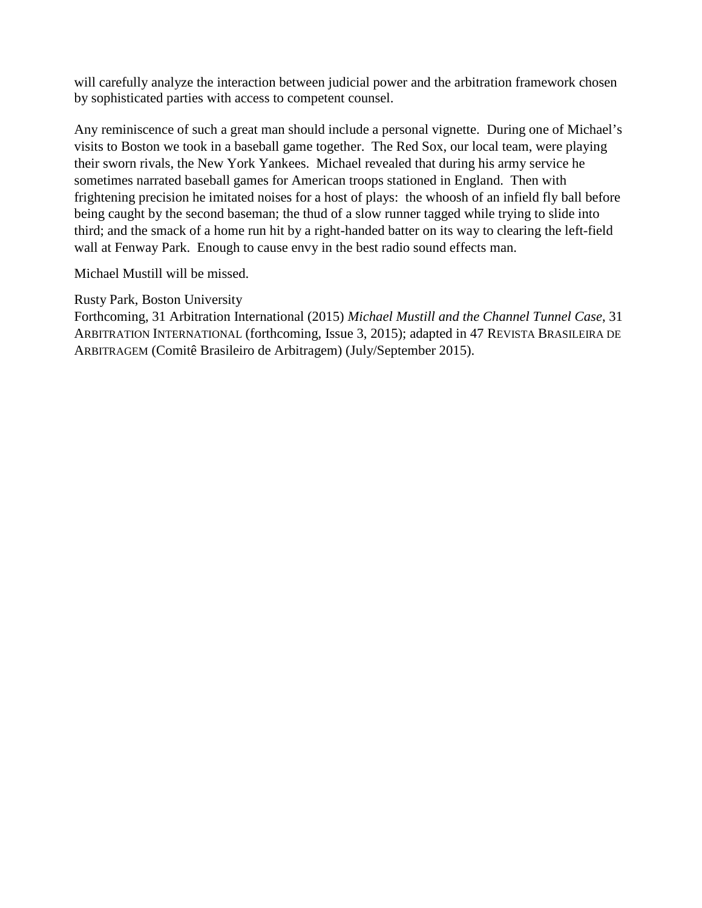will carefully analyze the interaction between judicial power and the arbitration framework chosen by sophisticated parties with access to competent counsel.

Any reminiscence of such a great man should include a personal vignette. During one of Michael's visits to Boston we took in a baseball game together. The Red Sox, our local team, were playing their sworn rivals, the New York Yankees. Michael revealed that during his army service he sometimes narrated baseball games for American troops stationed in England. Then with frightening precision he imitated noises for a host of plays: the whoosh of an infield fly ball before being caught by the second baseman; the thud of a slow runner tagged while trying to slide into third; and the smack of a home run hit by a right-handed batter on its way to clearing the left-field wall at Fenway Park. Enough to cause envy in the best radio sound effects man.

Michael Mustill will be missed.

Rusty Park, Boston University
Forthcoming, 31 Arbitration International (2015) *Michael Mustill and the Channel Tunnel Case*, 31 ARBITRATION INTERNATIONAL (forthcoming, Issue 3, 2015); adapted in 47 REVISTA BRASILEIRA DE ARBITRAGEM (Comitê Brasileiro de Arbitragem) (July/September 2015).